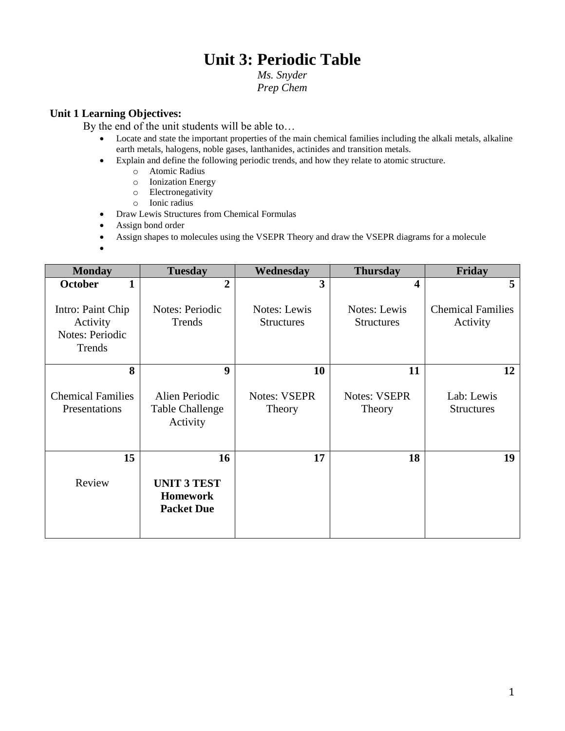# Unit 3: Periodic Table

*Ms. Snyder*
*Prep Chem*

**Unit 1 Learning Objectives:**

By the end of the unit students will be able to…

- Locate and state the important properties of the main chemical families including the alkali metals, alkaline earth metals, halogens, noble gases, lanthanides, actinides and transition metals.
- Explain and define the following periodic trends, and how they relate to atomic structure.
  - Atomic Radius
  - Ionization Energy
  - Electronegativity
  - Ionic radius
- Draw Lewis Structures from Chemical Formulas
- Assign bond order
- Assign shapes to molecules using the VSEPR Theory and draw the VSEPR diagrams for a molecule
-

| Monday | Tuesday | Wednesday | Thursday | Friday |
|---|---|---|---|---|
| **October 1**<br><br>Intro: Paint Chip Activity<br>Notes: Periodic Trends | **2**<br><br>Notes: Periodic Trends | **3**<br><br>Notes: Lewis Structures | **4**<br><br>Notes: Lewis Structures | **5**<br><br>Chemical Families Activity |
| **8**<br><br>Chemical Families Presentations | **9**<br><br>Alien Periodic Table Challenge Activity | **10**<br><br>Notes: VSEPR Theory | **11**<br><br>Notes: VSEPR Theory | **12**<br><br>Lab: Lewis Structures |
| **15**<br><br>Review | **16**<br><br>**UNIT 3 TEST**<br>**Homework Packet Due** | **17** | **18** | **19** |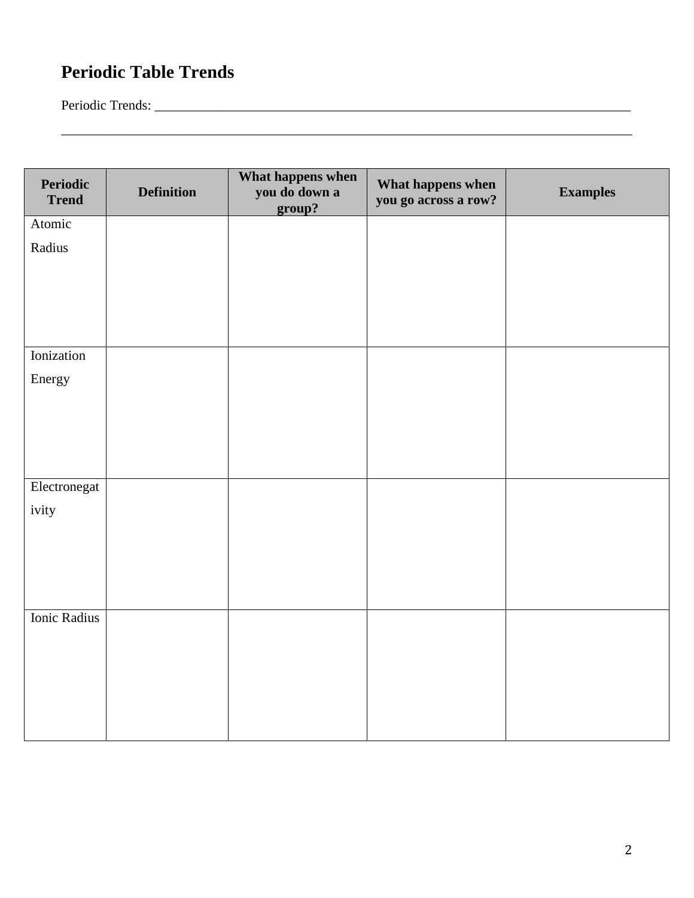## Periodic Table Trends

Periodic Trends: ___________________________________________________________________________

_____________________________________________________________________________________________

| Periodic Trend | Definition | What happens when you do down a group? | What happens when you go across a row? | Examples |
|---|---|---|---|---|
| Atomic Radius | | | | |
| Ionization Energy | | | | |
| Electronegativity | | | | |
| Ionic Radius | | | | |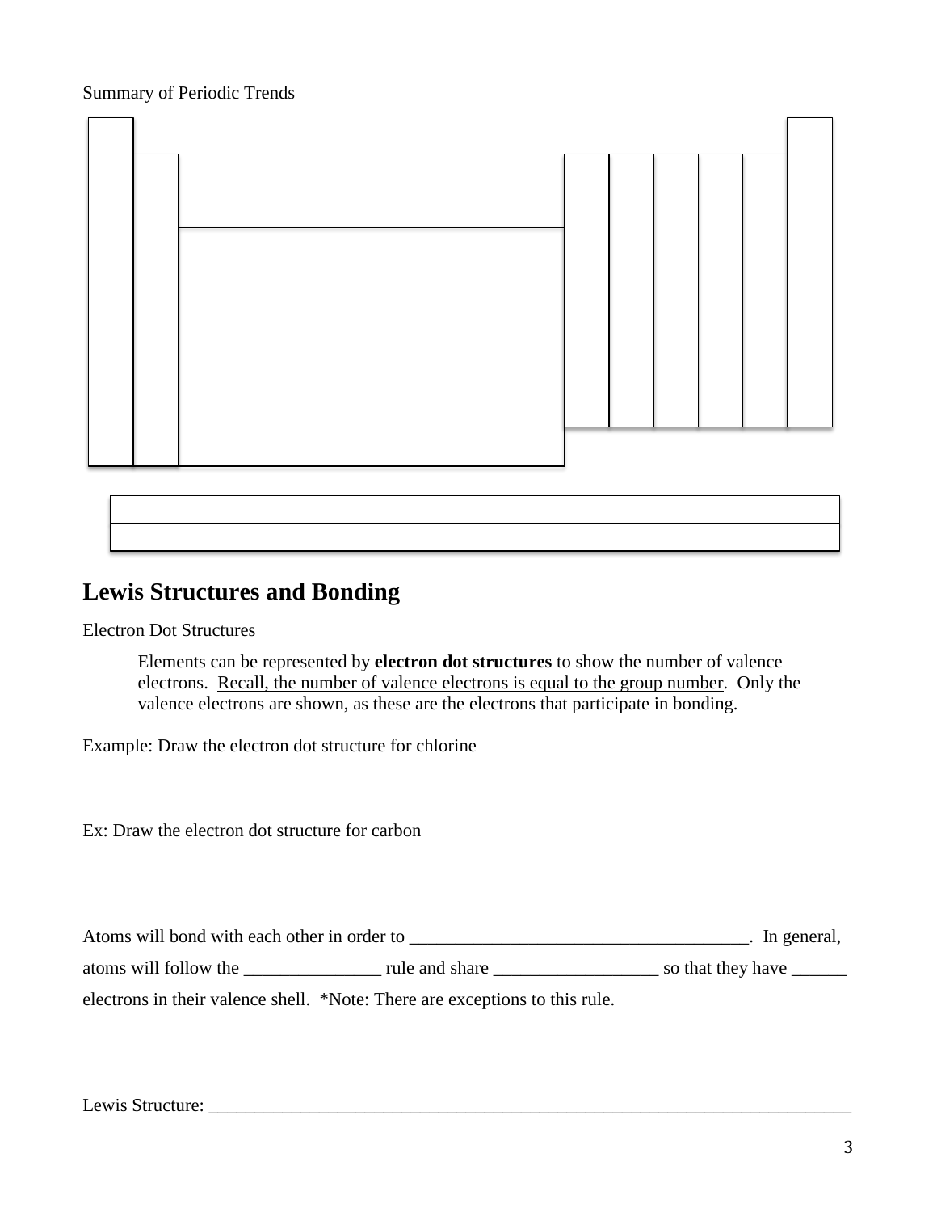Summary of Periodic Trends

## Lewis Structures and Bonding

Electron Dot Structures

> Elements can be represented by **electron dot structures** to show the number of valence electrons. Recall, the number of valence electrons is equal to the group number. Only the valence electrons are shown, as these are the electrons that participate in bonding.

Example: Draw the electron dot structure for chlorine

Ex: Draw the electron dot structure for carbon

Atoms will bond with each other in order to ______________________________________. In general, atoms will follow the _______________ rule and share __________________ so that they have ______ electrons in their valence shell. *Note: There are exceptions to this rule.

Lewis Structure: ___________________________________________________________________________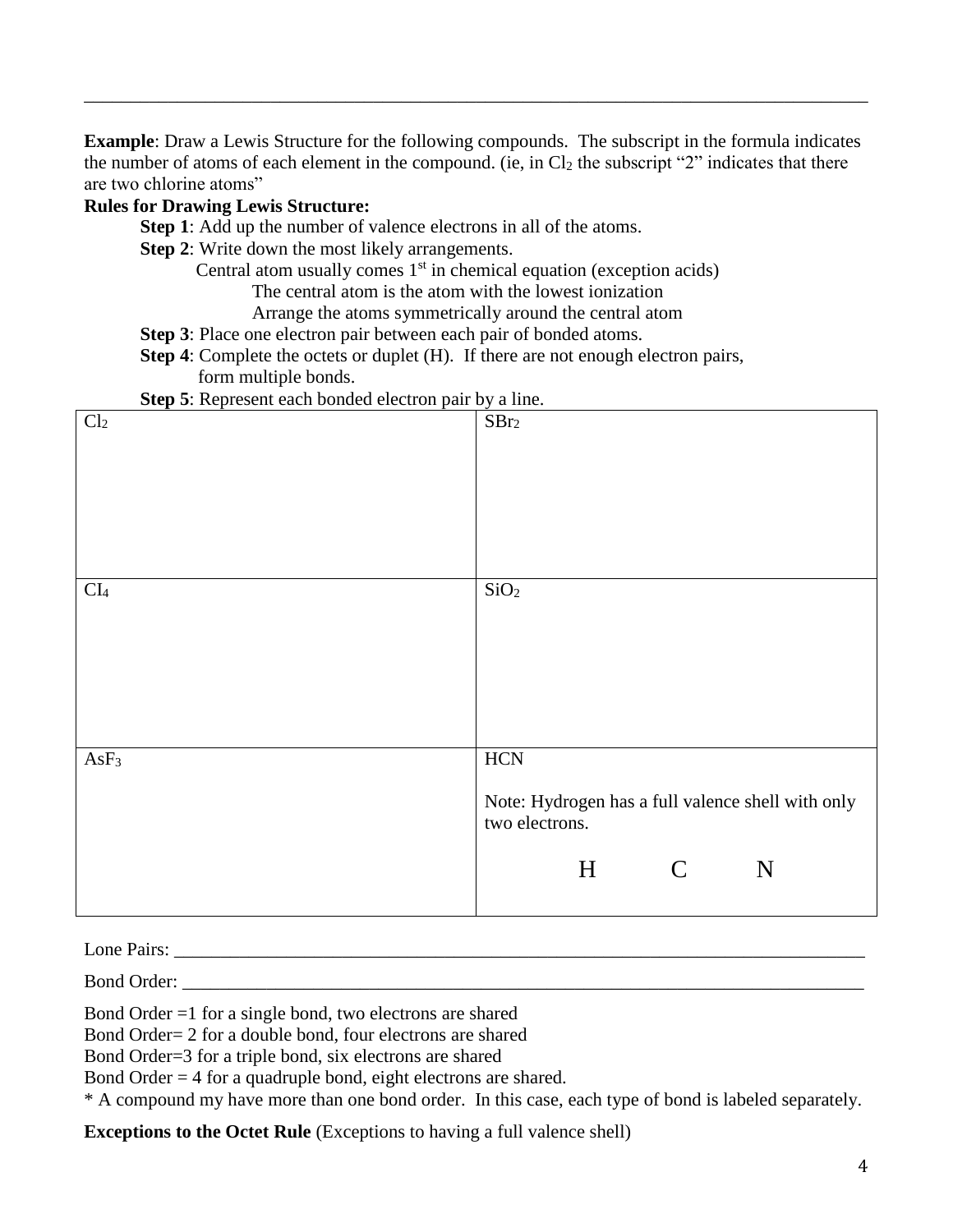---

**Example**: Draw a Lewis Structure for the following compounds. The subscript in the formula indicates the number of atoms of each element in the compound. (ie, in $Cl_2$ the subscript "2" indicates that there are two chlorine atoms"

**Rules for Drawing Lewis Structure:**

- **Step 1**: Add up the number of valence electrons in all of the atoms.
- **Step 2**: Write down the most likely arrangements.
  - Central atom usually comes 1$^{st}$ in chemical equation (exception acids)
    - The central atom is the atom with the lowest ionization
    - Arrange the atoms symmetrically around the central atom
- **Step 3**: Place one electron pair between each pair of bonded atoms.
- **Step 4**: Complete the octets or duplet (H). If there are not enough electron pairs, form multiple bonds.
- **Step 5**: Represent each bonded electron pair by a line.

| $Cl_2$ | $SBr_2$ |
|---|---|
| $CI_4$ | $SiO_2$ |
| $AsF_3$ | HCN<br><br>Note: Hydrogen has a full valence shell with only two electrons.<br><br>H    C    N |

Lone Pairs: ____________________

Bond Order: ____________________

Bond Order =1 for a single bond, two electrons are shared
Bond Order= 2 for a double bond, four electrons are shared
Bond Order=3 for a triple bond, six electrons are shared
Bond Order = 4 for a quadruple bond, eight electrons are shared.
* A compound my have more than one bond order. In this case, each type of bond is labeled separately.

**Exceptions to the Octet Rule** (Exceptions to having a full valence shell)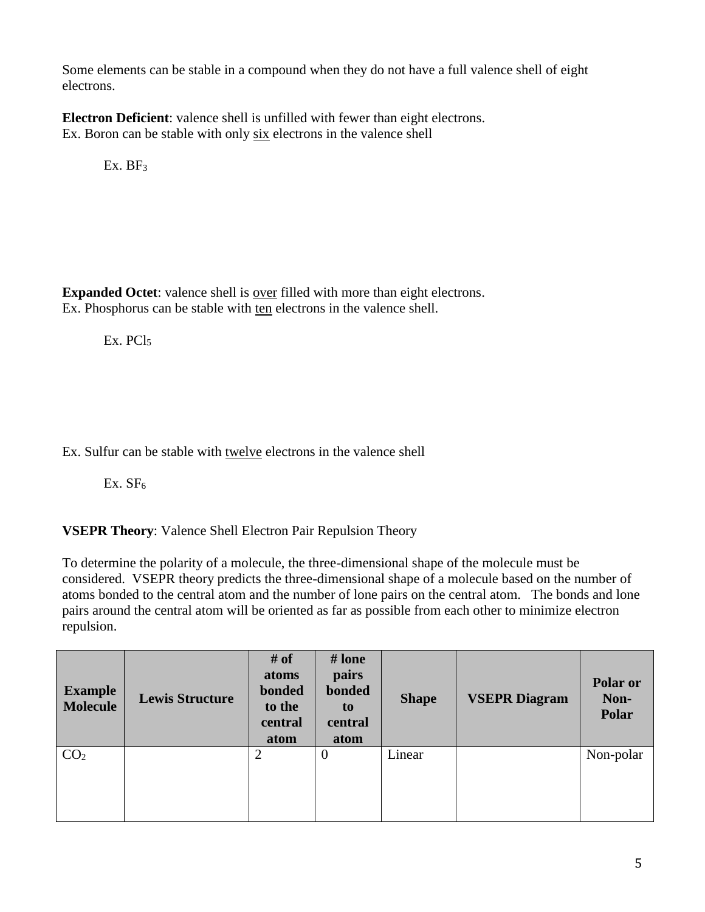Some elements can be stable in a compound when they do not have a full valence shell of eight electrons.

**Electron Deficient**: valence shell is unfilled with fewer than eight electrons.
Ex. Boron can be stable with only <u>six</u> electrons in the valence shell

Ex. $BF_3$

**Expanded Octet**: valence shell is <u>over</u> filled with more than eight electrons.
Ex. Phosphorus can be stable with <u>ten</u> electrons in the valence shell.

Ex. $PCl_5$

Ex. Sulfur can be stable with <u>twelve</u> electrons in the valence shell

Ex. $SF_6$

**VSEPR Theory**: Valence Shell Electron Pair Repulsion Theory

To determine the polarity of a molecule, the three-dimensional shape of the molecule must be considered. VSEPR theory predicts the three-dimensional shape of a molecule based on the number of atoms bonded to the central atom and the number of lone pairs on the central atom. The bonds and lone pairs around the central atom will be oriented as far as possible from each other to minimize electron repulsion.

| Example Molecule | Lewis Structure | # of atoms bonded to the central atom | # lone pairs bonded to central atom | Shape | VSEPR Diagram | Polar or Non-Polar |
|---|---|---|---|---|---|---|
| $CO_2$ | | 2 | 0 | Linear | | Non-polar |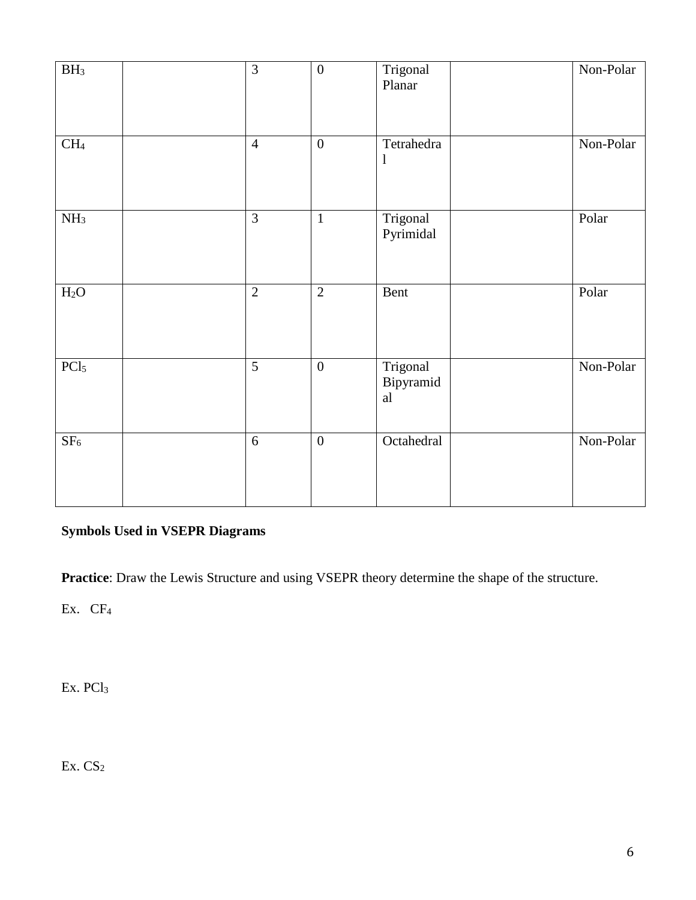| | | | | | | |
|---|---|---|---|---|---|---|
| $BH_3$ | | 3 | 0 | Trigonal Planar | | Non-Polar |
| $CH_4$ | | 4 | 0 | Tetrahedral | | Non-Polar |
| $NH_3$ | | 3 | 1 | Trigonal Pyrimidal | | Polar |
| $H_2O$ | | 2 | 2 | Bent | | Polar |
| $PCl_5$ | | 5 | 0 | Trigonal Bipyramidal | | Non-Polar |
| $SF_6$ | | 6 | 0 | Octahedral | | Non-Polar |

**Symbols Used in VSEPR Diagrams**

**Practice**: Draw the Lewis Structure and using VSEPR theory determine the shape of the structure.

Ex. $CF_4$

Ex. $PCl_3$

Ex. $CS_2$